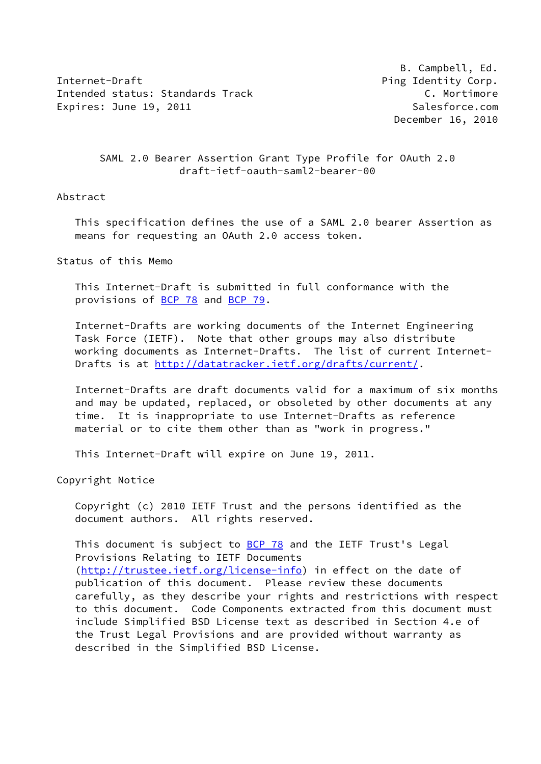B. Campbell, Ed.
Ping Identity Corp.
C. Mortimore
Salesforce.com
December 16, 2010

Internet-Draft
Intended status: Standards Track
Expires: June 19, 2011

# SAML 2.0 Bearer Assertion Grant Type Profile for OAuth 2.0
draft-ietf-oauth-saml2-bearer-00

## Abstract

This specification defines the use of a SAML 2.0 bearer Assertion as means for requesting an OAuth 2.0 access token.

## Status of this Memo

This Internet-Draft is submitted in full conformance with the provisions of BCP 78 and BCP 79.

Internet-Drafts are working documents of the Internet Engineering Task Force (IETF). Note that other groups may also distribute working documents as Internet-Drafts. The list of current Internet-Drafts is at http://datatracker.ietf.org/drafts/current/.

Internet-Drafts are draft documents valid for a maximum of six months and may be updated, replaced, or obsoleted by other documents at any time. It is inappropriate to use Internet-Drafts as reference material or to cite them other than as "work in progress."

This Internet-Draft will expire on June 19, 2011.

## Copyright Notice

Copyright (c) 2010 IETF Trust and the persons identified as the document authors. All rights reserved.

This document is subject to BCP 78 and the IETF Trust's Legal Provisions Relating to IETF Documents (http://trustee.ietf.org/license-info) in effect on the date of publication of this document. Please review these documents carefully, as they describe your rights and restrictions with respect to this document. Code Components extracted from this document must include Simplified BSD License text as described in Section 4.e of the Trust Legal Provisions and are provided without warranty as described in the Simplified BSD License.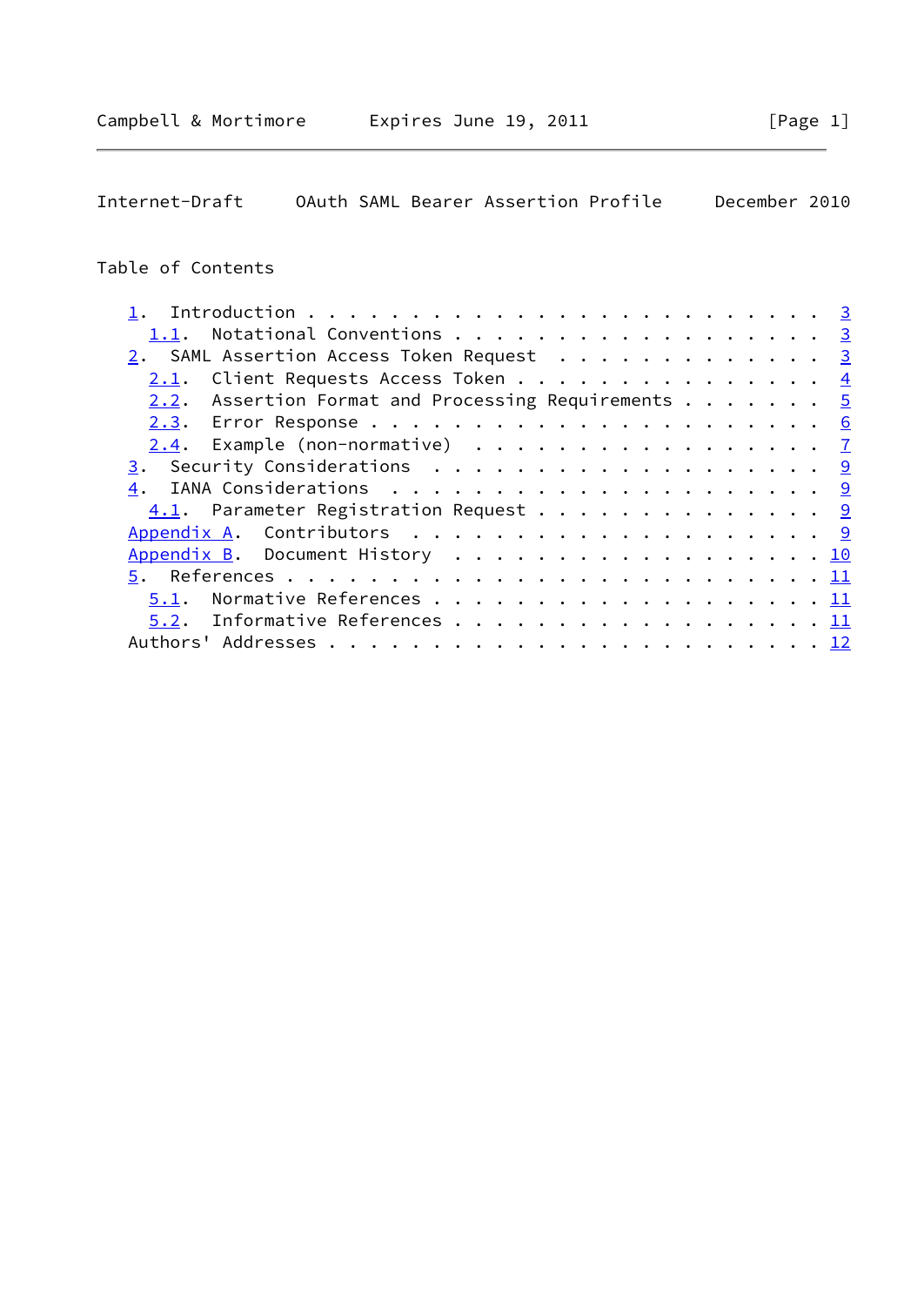## Table of Contents

1. Introduction . . . . . . . . . . . . . . . . . . . . . . . . . 3
   1.1. Notational Conventions . . . . . . . . . . . . . . . . . . 3
2. SAML Assertion Access Token Request . . . . . . . . . . . . . 3
   2.1. Client Requests Access Token . . . . . . . . . . . . . . . 4
   2.2. Assertion Format and Processing Requirements . . . . . . . 5
   2.3. Error Response . . . . . . . . . . . . . . . . . . . . . . 6
   2.4. Example (non-normative) . . . . . . . . . . . . . . . . . 7
3. Security Considerations . . . . . . . . . . . . . . . . . . . 9
4. IANA Considerations . . . . . . . . . . . . . . . . . . . . . 9
   4.1. Parameter Registration Request . . . . . . . . . . . . . . 9
Appendix A. Contributors . . . . . . . . . . . . . . . . . . . . 9
Appendix B. Document History . . . . . . . . . . . . . . . . . . 10
5. References . . . . . . . . . . . . . . . . . . . . . . . . . . 11
   5.1. Normative References . . . . . . . . . . . . . . . . . . . 11
   5.2. Informative References . . . . . . . . . . . . . . . . . . 11
Authors' Addresses . . . . . . . . . . . . . . . . . . . . . . . . 12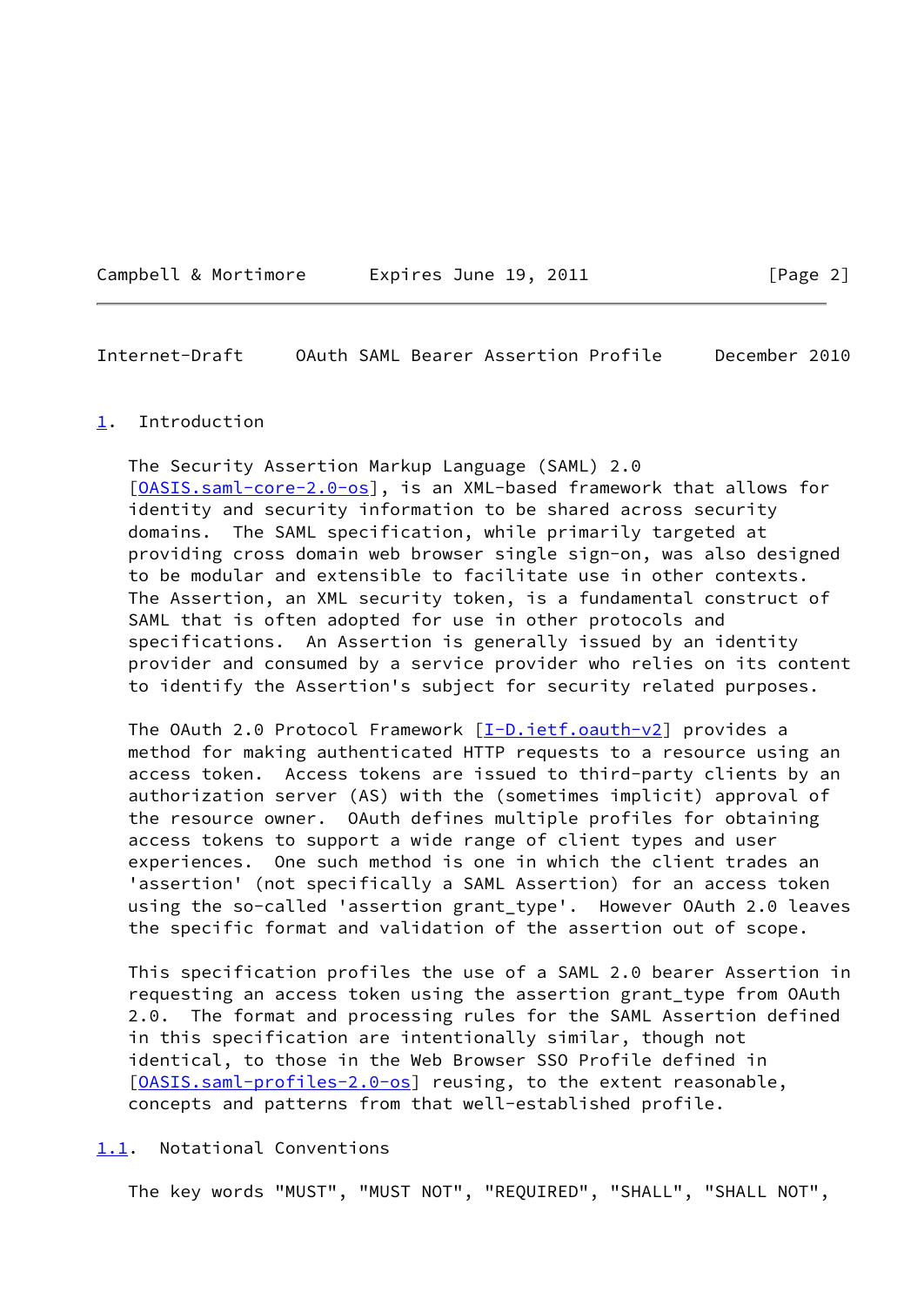## 1. Introduction

The Security Assertion Markup Language (SAML) 2.0 [OASIS.saml-core-2.0-os], is an XML-based framework that allows for identity and security information to be shared across security domains. The SAML specification, while primarily targeted at providing cross domain web browser single sign-on, was also designed to be modular and extensible to facilitate use in other contexts. The Assertion, an XML security token, is a fundamental construct of SAML that is often adopted for use in other protocols and specifications. An Assertion is generally issued by an identity provider and consumed by a service provider who relies on its content to identify the Assertion's subject for security related purposes.

The OAuth 2.0 Protocol Framework [I-D.ietf.oauth-v2] provides a method for making authenticated HTTP requests to a resource using an access token. Access tokens are issued to third-party clients by an authorization server (AS) with the (sometimes implicit) approval of the resource owner. OAuth defines multiple profiles for obtaining access tokens to support a wide range of client types and user experiences. One such method is one in which the client trades an 'assertion' (not specifically a SAML Assertion) for an access token using the so-called 'assertion grant_type'. However OAuth 2.0 leaves the specific format and validation of the assertion out of scope.

This specification profiles the use of a SAML 2.0 bearer Assertion in requesting an access token using the assertion grant_type from OAuth 2.0. The format and processing rules for the SAML Assertion defined in this specification are intentionally similar, though not identical, to those in the Web Browser SSO Profile defined in [OASIS.saml-profiles-2.0-os] reusing, to the extent reasonable, concepts and patterns from that well-established profile.

### 1.1. Notational Conventions

The key words "MUST", "MUST NOT", "REQUIRED", "SHALL", "SHALL NOT",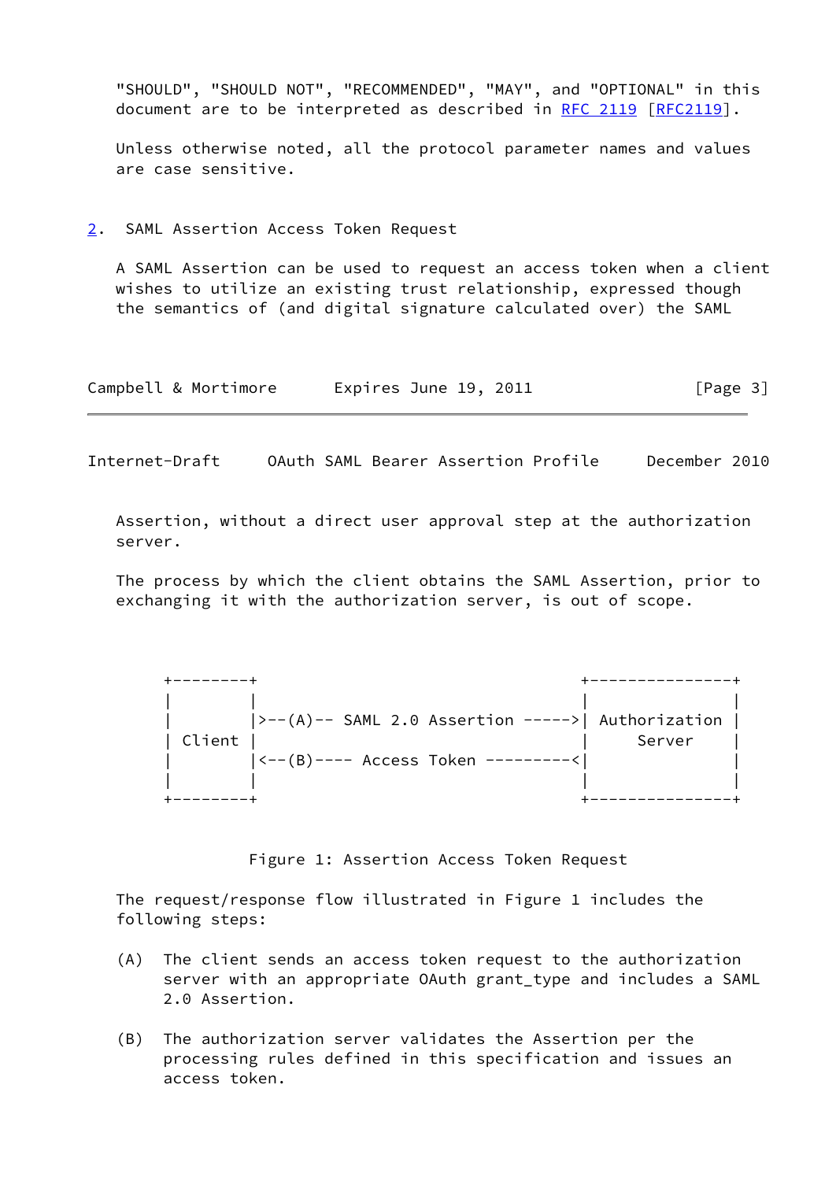"SHOULD", "SHOULD NOT", "RECOMMENDED", "MAY", and "OPTIONAL" in this document are to be interpreted as described in RFC 2119 [RFC2119].

Unless otherwise noted, all the protocol parameter names and values are case sensitive.

## 2. SAML Assertion Access Token Request

A SAML Assertion can be used to request an access token when a client wishes to utilize an existing trust relationship, expressed though the semantics of (and digital signature calculated over) the SAML Assertion, without a direct user approval step at the authorization server.

The process by which the client obtains the SAML Assertion, prior to exchanging it with the authorization server, is out of scope.

```
+--------+                                  +---------------+
|        |                                  |               |
|        |>--(A)-- SAML 2.0 Assertion ----->| Authorization |
| Client |                                  |     Server    |
|        |<--(B)---- Access Token ---------<|               |
|        |                                  |               |
+--------+                                  +---------------+
```

Figure 1: Assertion Access Token Request

The request/response flow illustrated in Figure 1 includes the following steps:

(A) The client sends an access token request to the authorization server with an appropriate OAuth grant_type and includes a SAML 2.0 Assertion.

(B) The authorization server validates the Assertion per the processing rules defined in this specification and issues an access token.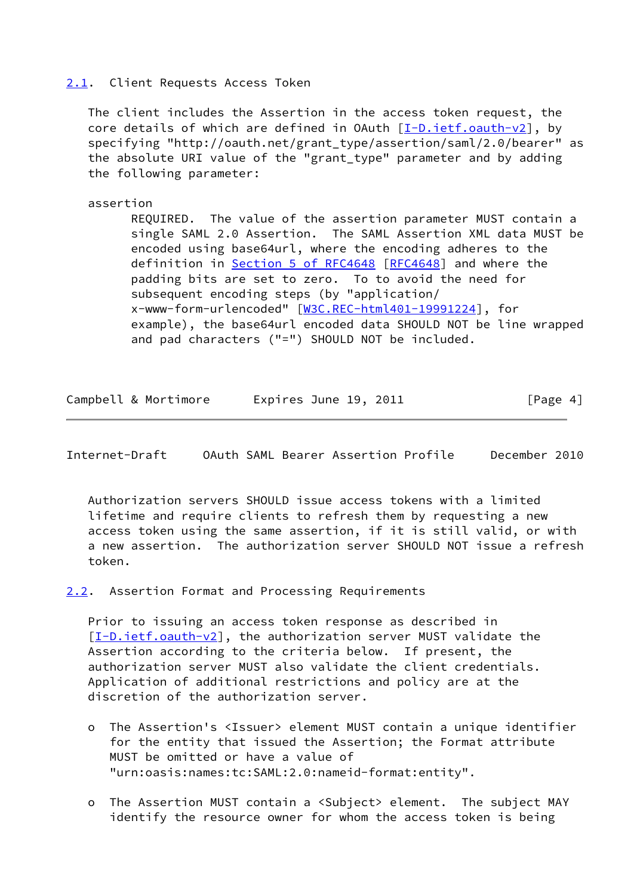### 2.1. Client Requests Access Token

The client includes the Assertion in the access token request, the core details of which are defined in OAuth [I-D.ietf.oauth-v2], by specifying "http://oauth.net/grant_type/assertion/saml/2.0/bearer" as the absolute URI value of the "grant_type" parameter and by adding the following parameter:

assertion
: REQUIRED. The value of the assertion parameter MUST contain a single SAML 2.0 Assertion. The SAML Assertion XML data MUST be encoded using base64url, where the encoding adheres to the definition in Section 5 of RFC4648 [RFC4648] and where the padding bits are set to zero. To to avoid the need for subsequent encoding steps (by "application/x-www-form-urlencoded" [W3C.REC-html401-19991224], for example), the base64url encoded data SHOULD NOT be line wrapped and pad characters ("=") SHOULD NOT be included.

Authorization servers SHOULD issue access tokens with a limited lifetime and require clients to refresh them by requesting a new access token using the same assertion, if it is still valid, or with a new assertion. The authorization server SHOULD NOT issue a refresh token.

### 2.2. Assertion Format and Processing Requirements

Prior to issuing an access token response as described in [I-D.ietf.oauth-v2], the authorization server MUST validate the Assertion according to the criteria below. If present, the authorization server MUST also validate the client credentials. Application of additional restrictions and policy are at the discretion of the authorization server.

- The Assertion's <Issuer> element MUST contain a unique identifier for the entity that issued the Assertion; the Format attribute MUST be omitted or have a value of "urn:oasis:names:tc:SAML:2.0:nameid-format:entity".

- The Assertion MUST contain a <Subject> element. The subject MAY identify the resource owner for whom the access token is being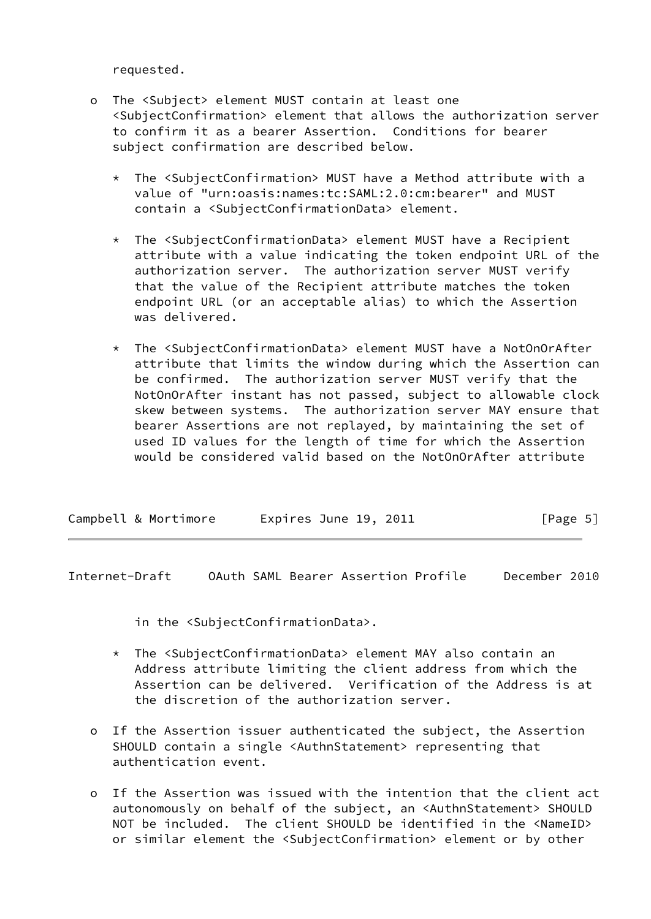requested.

- The <Subject> element MUST contain at least one <SubjectConfirmation> element that allows the authorization server to confirm it as a bearer Assertion. Conditions for bearer subject confirmation are described below.

  * The <SubjectConfirmation> MUST have a Method attribute with a value of "urn:oasis:names:tc:SAML:2.0:cm:bearer" and MUST contain a <SubjectConfirmationData> element.

  * The <SubjectConfirmationData> element MUST have a Recipient attribute with a value indicating the token endpoint URL of the authorization server. The authorization server MUST verify that the value of the Recipient attribute matches the token endpoint URL (or an acceptable alias) to which the Assertion was delivered.

  * The <SubjectConfirmationData> element MUST have a NotOnOrAfter attribute that limits the window during which the Assertion can be confirmed. The authorization server MUST verify that the NotOnOrAfter instant has not passed, subject to allowable clock skew between systems. The authorization server MAY ensure that bearer Assertions are not replayed, by maintaining the set of used ID values for the length of time for which the Assertion would be considered valid based on the NotOnOrAfter attribute in the <SubjectConfirmationData>.

  * The <SubjectConfirmationData> element MAY also contain an Address attribute limiting the client address from which the Assertion can be delivered. Verification of the Address is at the discretion of the authorization server.

- If the Assertion issuer authenticated the subject, the Assertion SHOULD contain a single <AuthnStatement> representing that authentication event.

- If the Assertion was issued with the intention that the client act autonomously on behalf of the subject, an <AuthnStatement> SHOULD NOT be included. The client SHOULD be identified in the <NameID> or similar element the <SubjectConfirmation> element or by other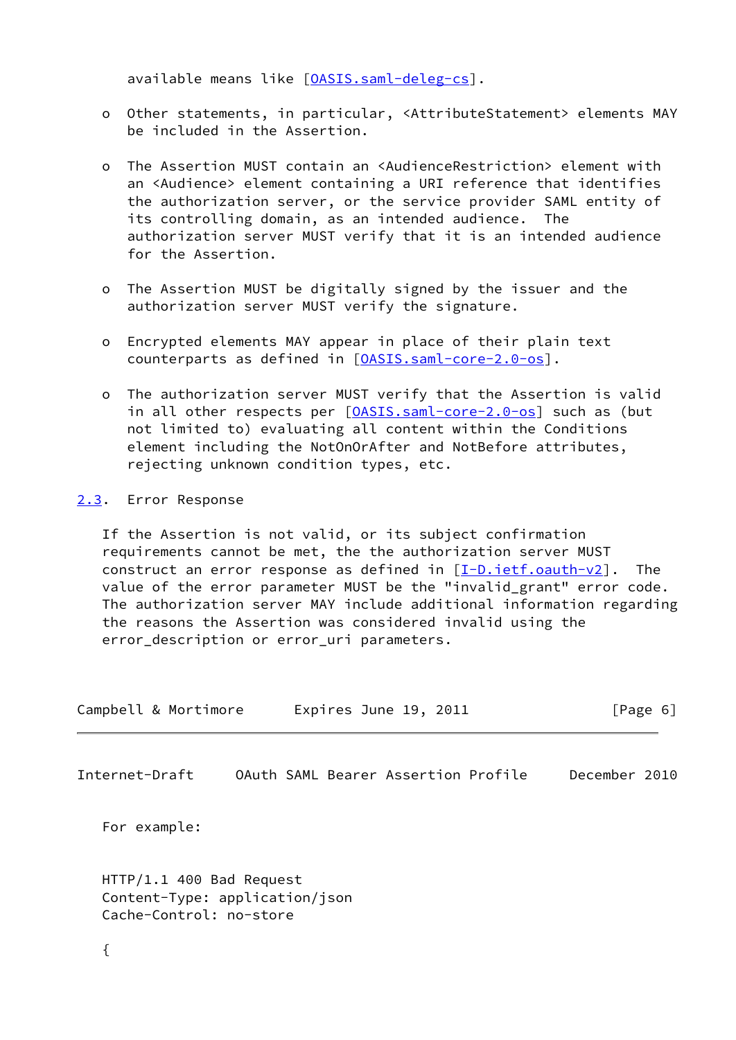available means like [OASIS.saml-deleg-cs].

- Other statements, in particular, <AttributeStatement> elements MAY be included in the Assertion.

- The Assertion MUST contain an <AudienceRestriction> element with an <Audience> element containing a URI reference that identifies the authorization server, or the service provider SAML entity of its controlling domain, as an intended audience. The authorization server MUST verify that it is an intended audience for the Assertion.

- The Assertion MUST be digitally signed by the issuer and the authorization server MUST verify the signature.

- Encrypted elements MAY appear in place of their plain text counterparts as defined in [OASIS.saml-core-2.0-os].

- The authorization server MUST verify that the Assertion is valid in all other respects per [OASIS.saml-core-2.0-os] such as (but not limited to) evaluating all content within the Conditions element including the NotOnOrAfter and NotBefore attributes, rejecting unknown condition types, etc.

## 2.3. Error Response

If the Assertion is not valid, or its subject confirmation requirements cannot be met, the the authorization server MUST construct an error response as defined in [I-D.ietf.oauth-v2]. The value of the error parameter MUST be the "invalid_grant" error code. The authorization server MAY include additional information regarding the reasons the Assertion was considered invalid using the error_description or error_uri parameters.

For example:

```
HTTP/1.1 400 Bad Request
Content-Type: application/json
Cache-Control: no-store

{
```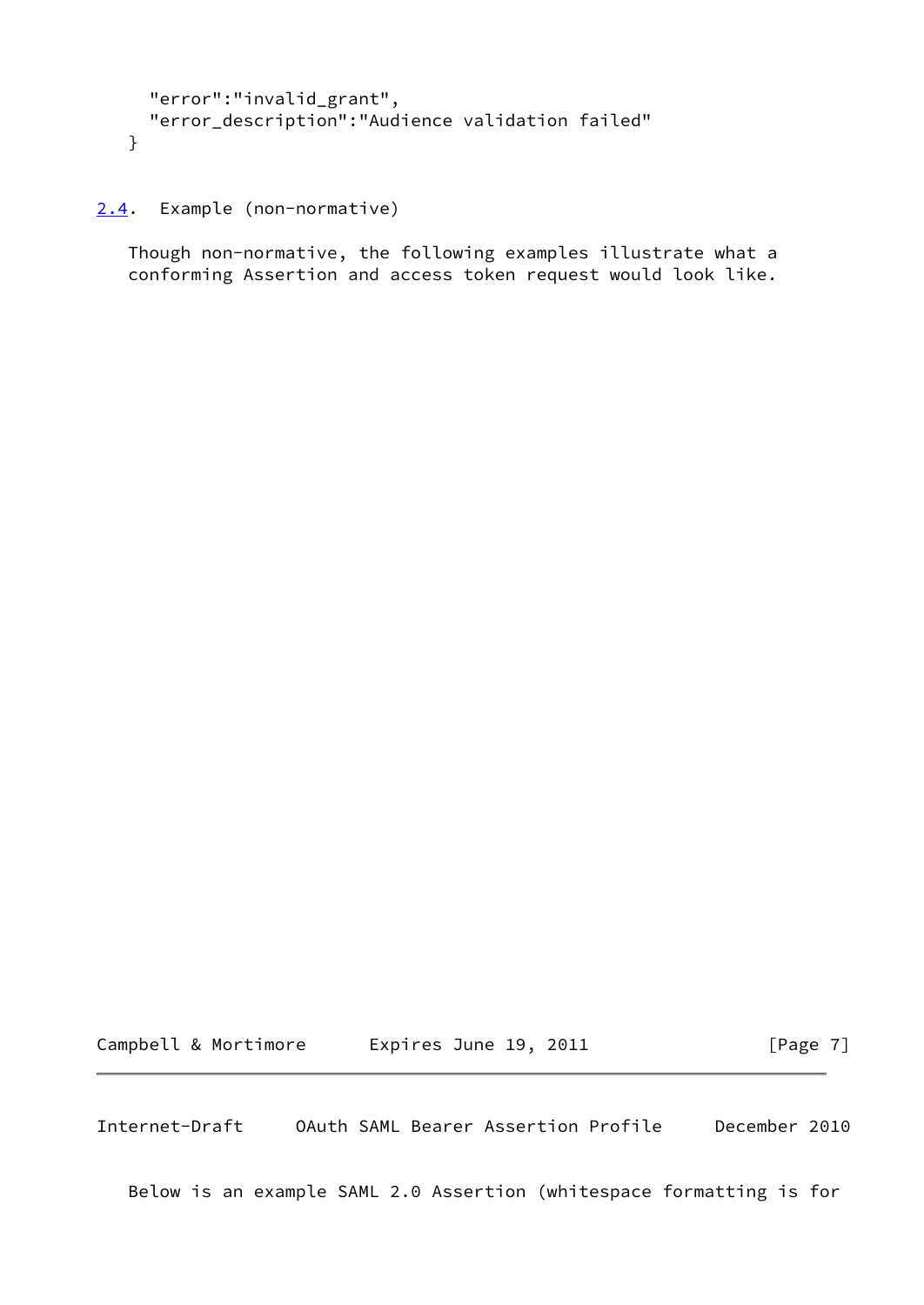```
  "error":"invalid_grant",
  "error_description":"Audience validation failed"
}
```

### 2.4. Example (non-normative)

Though non-normative, the following examples illustrate what a conforming Assertion and access token request would look like.

Below is an example SAML 2.0 Assertion (whitespace formatting is for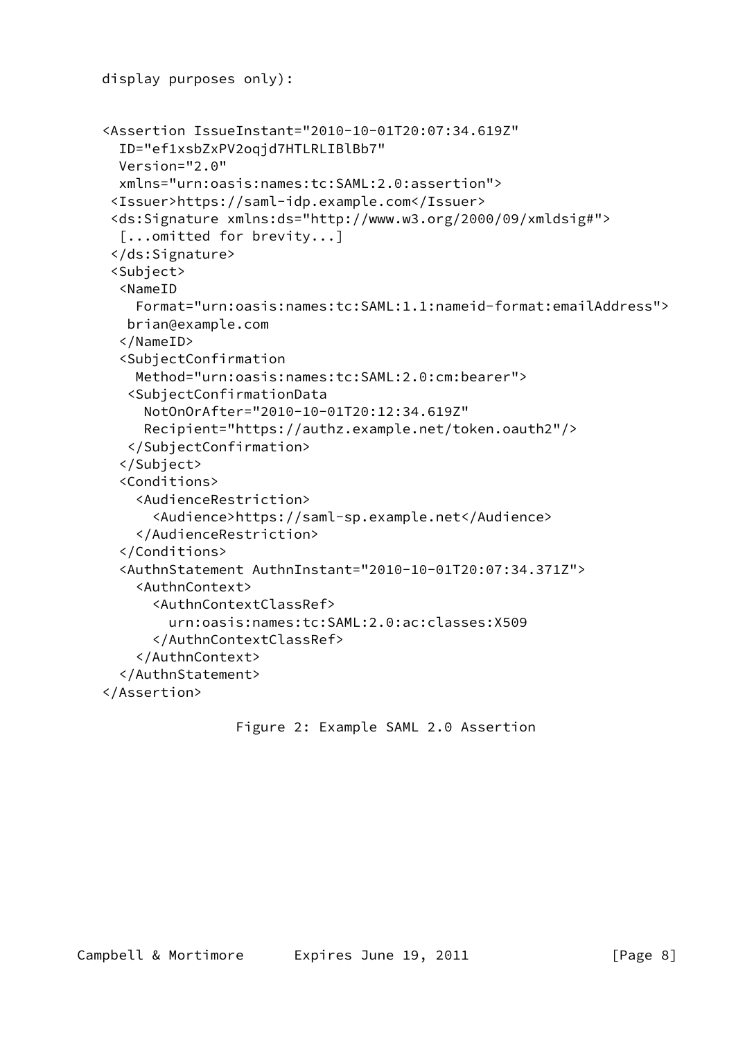display purposes only):

```
<Assertion IssueInstant="2010-10-01T20:07:34.619Z"
  ID="ef1xsbZxPV2oqjd7HTLRLIBlBb7"
  Version="2.0"
  xmlns="urn:oasis:names:tc:SAML:2.0:assertion">
 <Issuer>https://saml-idp.example.com</Issuer>
 <ds:Signature xmlns:ds="http://www.w3.org/2000/09/xmldsig#">
  [...omitted for brevity...]
 </ds:Signature>
 <Subject>
  <NameID
    Format="urn:oasis:names:tc:SAML:1.1:nameid-format:emailAddress">
   brian@example.com
  </NameID>
  <SubjectConfirmation
    Method="urn:oasis:names:tc:SAML:2.0:cm:bearer">
   <SubjectConfirmationData
     NotOnOrAfter="2010-10-01T20:12:34.619Z"
     Recipient="https://authz.example.net/token.oauth2"/>
   </SubjectConfirmation>
  </Subject>
  <Conditions>
    <AudienceRestriction>
      <Audience>https://saml-sp.example.net</Audience>
    </AudienceRestriction>
  </Conditions>
  <AuthnStatement AuthnInstant="2010-10-01T20:07:34.371Z">
    <AuthnContext>
      <AuthnContextClassRef>
        urn:oasis:names:tc:SAML:2.0:ac:classes:X509
      </AuthnContextClassRef>
    </AuthnContext>
  </AuthnStatement>
</Assertion>
```

Figure 2: Example SAML 2.0 Assertion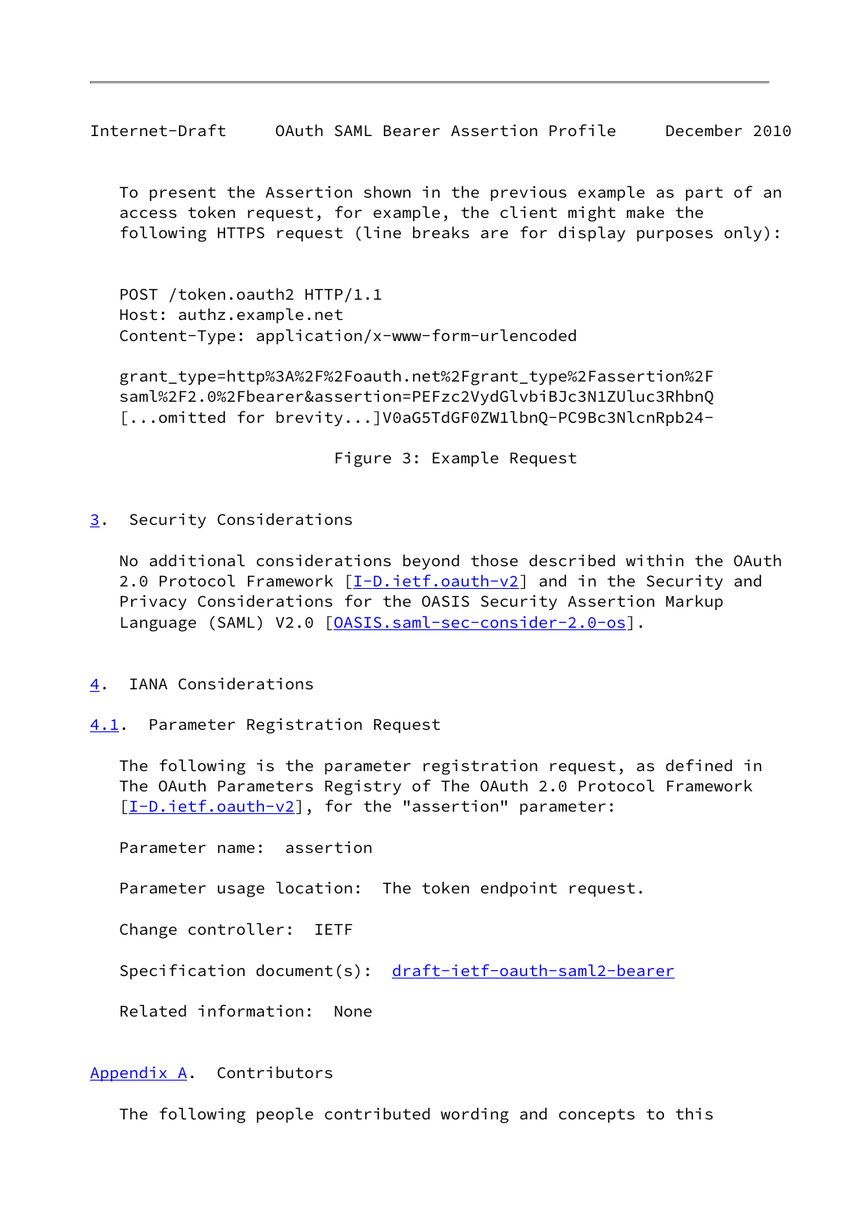To present the Assertion shown in the previous example as part of an access token request, for example, the client might make the following HTTPS request (line breaks are for display purposes only):

```
POST /token.oauth2 HTTP/1.1
Host: authz.example.net
Content-Type: application/x-www-form-urlencoded

grant_type=http%3A%2F%2Foauth.net%2Fgrant_type%2Fassertion%2F
saml%2F2.0%2Fbearer&assertion=PEFzc2VydGlvbiBJc3N1ZUluc3RhbnQ
[...omitted for brevity...]V0aG5TdGF0ZW1lbnQ-PC9Bc3NlcnRpb24-
```

Figure 3: Example Request

## 3. Security Considerations

No additional considerations beyond those described within the OAuth 2.0 Protocol Framework [I-D.ietf.oauth-v2] and in the Security and Privacy Considerations for the OASIS Security Assertion Markup Language (SAML) V2.0 [OASIS.saml-sec-consider-2.0-os].

## 4. IANA Considerations

### 4.1. Parameter Registration Request

The following is the parameter registration request, as defined in The OAuth Parameters Registry of The OAuth 2.0 Protocol Framework [I-D.ietf.oauth-v2], for the "assertion" parameter:

Parameter name: assertion

Parameter usage location: The token endpoint request.

Change controller: IETF

Specification document(s): draft-ietf-oauth-saml2-bearer

Related information: None

## Appendix A. Contributors

The following people contributed wording and concepts to this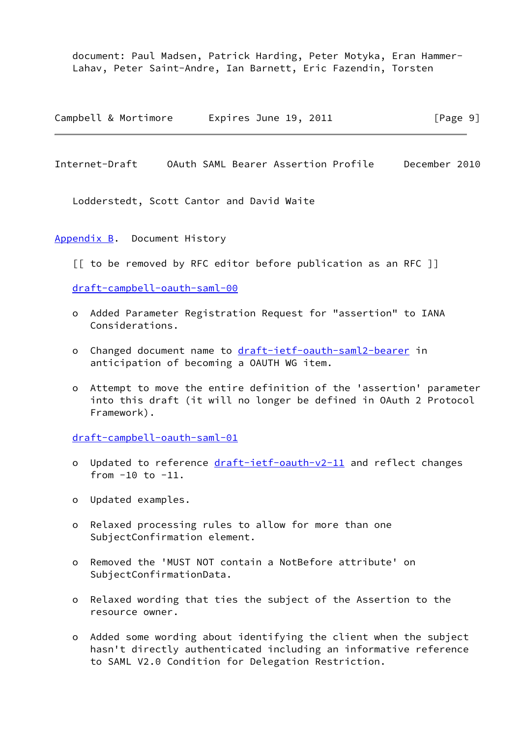document: Paul Madsen, Patrick Harding, Peter Motyka, Eran Hammer-Lahav, Peter Saint-Andre, Ian Barnett, Eric Fazendin, Torsten Lodderstedt, Scott Cantor and David Waite

## Appendix B. Document History

[[ to be removed by RFC editor before publication as an RFC ]]

draft-campbell-oauth-saml-00

- Added Parameter Registration Request for "assertion" to IANA Considerations.
- Changed document name to draft-ietf-oauth-saml2-bearer in anticipation of becoming a OAUTH WG item.
- Attempt to move the entire definition of the 'assertion' parameter into this draft (it will no longer be defined in OAuth 2 Protocol Framework).

draft-campbell-oauth-saml-01

- Updated to reference draft-ietf-oauth-v2-11 and reflect changes from -10 to -11.
- Updated examples.
- Relaxed processing rules to allow for more than one SubjectConfirmation element.
- Removed the 'MUST NOT contain a NotBefore attribute' on SubjectConfirmationData.
- Relaxed wording that ties the subject of the Assertion to the resource owner.
- Added some wording about identifying the client when the subject hasn't directly authenticated including an informative reference to SAML V2.0 Condition for Delegation Restriction.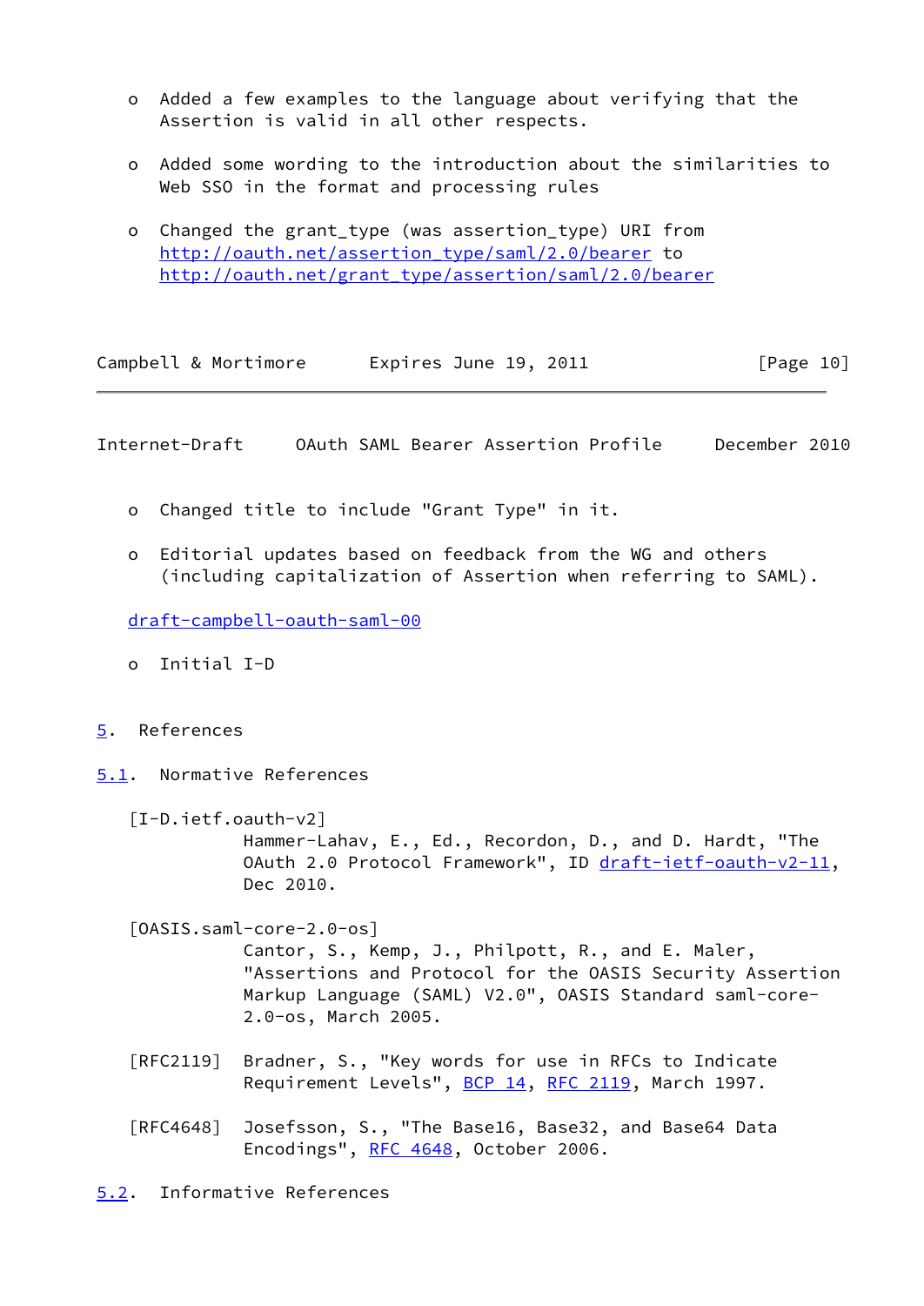- Added a few examples to the language about verifying that the Assertion is valid in all other respects.

- Added some wording to the introduction about the similarities to Web SSO in the format and processing rules

- Changed the grant_type (was assertion_type) URI from http://oauth.net/assertion_type/saml/2.0/bearer to http://oauth.net/grant_type/assertion/saml/2.0/bearer

- Changed title to include "Grant Type" in it.

- Editorial updates based on feedback from the WG and others (including capitalization of Assertion when referring to SAML).

draft-campbell-oauth-saml-00

- Initial I-D

# 5. References

## 5.1. Normative References

[I-D.ietf.oauth-v2]
Hammer-Lahav, E., Ed., Recordon, D., and D. Hardt, "The OAuth 2.0 Protocol Framework", ID draft-ietf-oauth-v2-11, Dec 2010.

[OASIS.saml-core-2.0-os]
Cantor, S., Kemp, J., Philpott, R., and E. Maler, "Assertions and Protocol for the OASIS Security Assertion Markup Language (SAML) V2.0", OASIS Standard saml-core-2.0-os, March 2005.

[RFC2119] Bradner, S., "Key words for use in RFCs to Indicate Requirement Levels", BCP 14, RFC 2119, March 1997.

[RFC4648] Josefsson, S., "The Base16, Base32, and Base64 Data Encodings", RFC 4648, October 2006.

## 5.2. Informative References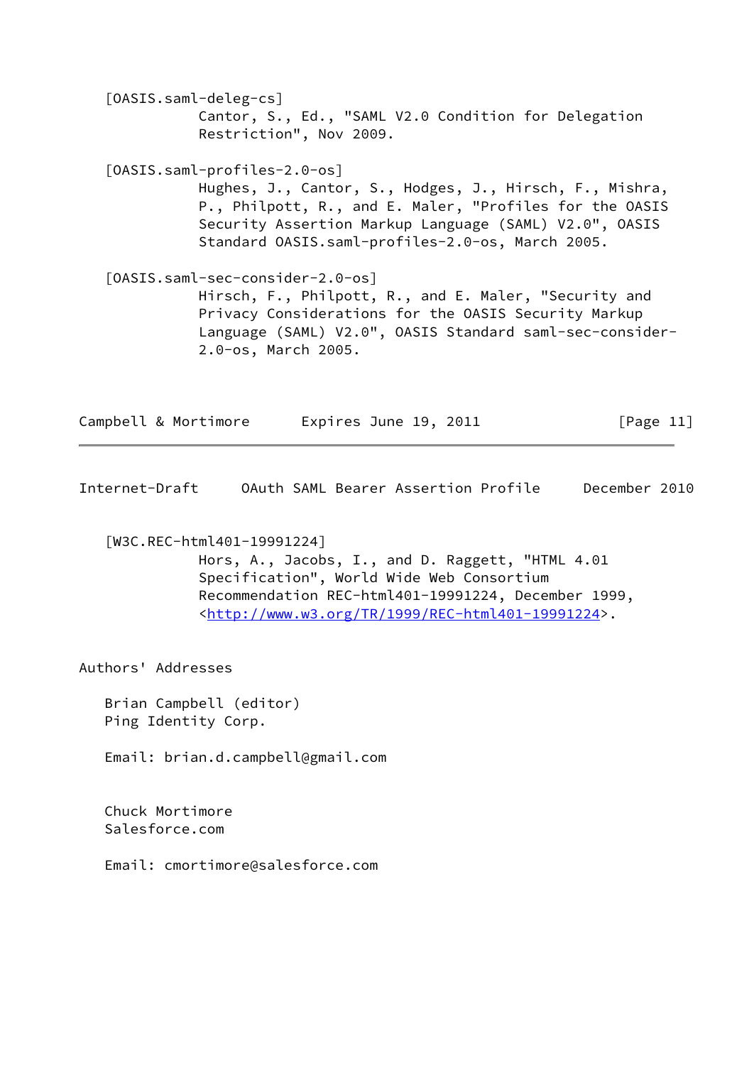[OASIS.saml-deleg-cs]
Cantor, S., Ed., "SAML V2.0 Condition for Delegation Restriction", Nov 2009.

[OASIS.saml-profiles-2.0-os]
Hughes, J., Cantor, S., Hodges, J., Hirsch, F., Mishra, P., Philpott, R., and E. Maler, "Profiles for the OASIS Security Assertion Markup Language (SAML) V2.0", OASIS Standard OASIS.saml-profiles-2.0-os, March 2005.

[OASIS.saml-sec-consider-2.0-os]
Hirsch, F., Philpott, R., and E. Maler, "Security and Privacy Considerations for the OASIS Security Markup Language (SAML) V2.0", OASIS Standard saml-sec-consider-2.0-os, March 2005.

[W3C.REC-html401-19991224]
Hors, A., Jacobs, I., and D. Raggett, "HTML 4.01 Specification", World Wide Web Consortium Recommendation REC-html401-19991224, December 1999, <http://www.w3.org/TR/1999/REC-html401-19991224>.

## Authors' Addresses

Brian Campbell (editor)
Ping Identity Corp.

Email: brian.d.campbell@gmail.com

Chuck Mortimore
Salesforce.com

Email: cmortimore@salesforce.com